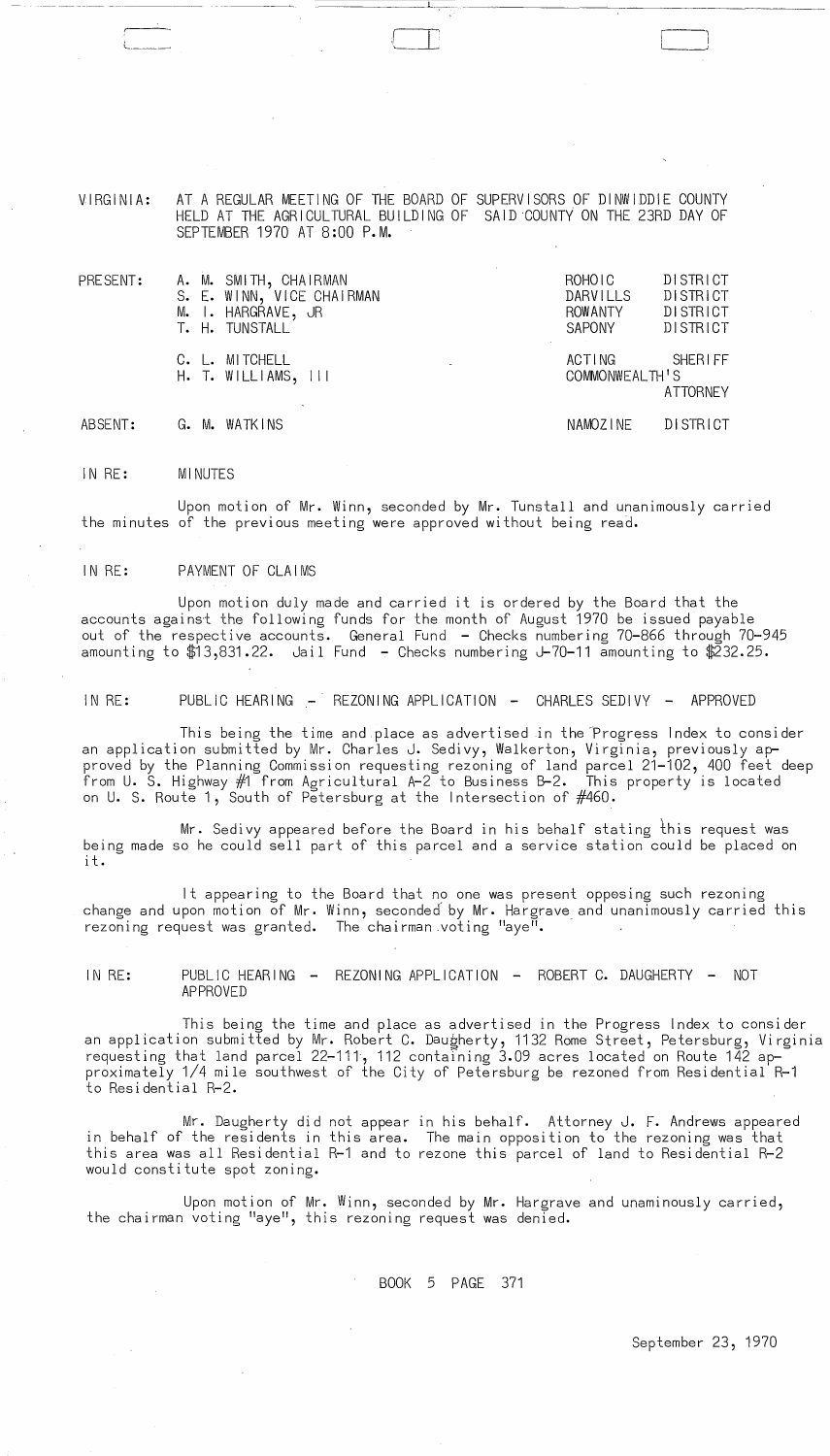VIRGINIA: AT A REGULAR MEETING OF THE BOARD OF SUPERVISORS OF DINWIDDIE COUNTY HELD AT THE AGRICULTURAL BUILDING OF SAID COUNTY ON THE 23RD DAY OF SEPTEMBER 1970 AT 8:00 P.M.

| | | | |
|---|---|---|---|
| PRESENT: | A. M. SMITH, CHAIRMAN | ROHOIC | DISTRICT |
| | S. E. WINN, VICE CHAIRMAN | DARVILLS | DISTRICT |
| | M. I. HARGRAVE, JR | ROWANTY | DISTRICT |
| | T. H. TUNSTALL | SAPONY | DISTRICT |
| | C. L. MITCHELL | ACTING | SHERIFF |
| | H. T. WILLIAMS, III | COMMONWEALTH'S | ATTORNEY |
| ABSENT: | G. M. WATKINS | NAMOZINE | DISTRICT |

IN RE: MINUTES

Upon motion of Mr. Winn, seconded by Mr. Tunstall and unanimously carried the minutes of the previous meeting were approved without being read.

IN RE: PAYMENT OF CLAIMS

Upon motion duly made and carried it is ordered by the Board that the accounts against the following funds for the month of August 1970 be issued payable out of the respective accounts. General Fund - Checks numbering 70-866 through 70-945 amounting to $13,831.22. Jail Fund - Checks numbering J-70-11 amounting to $232.25.

IN RE: PUBLIC HEARING - REZONING APPLICATION - CHARLES SEDIVY - APPROVED

This being the time and place as advertised in the Progress Index to consider an application submitted by Mr. Charles J. Sedivy, Walkerton, Virginia, previously approved by the Planning Commission requesting rezoning of land parcel 21-102, 400 feet deep from U. S. Highway #1 from Agricultural A-2 to Business B-2. This property is located on U. S. Route 1, South of Petersburg at the Intersection of #460.

Mr. Sedivy appeared before the Board in his behalf stating this request was being made so he could sell part of this parcel and a service station could be placed on it.

It appearing to the Board that no one was present oppesing such rezoning change and upon motion of Mr. Winn, seconded by Mr. Hargrave and unanimously carried this rezoning request was granted. The chairman voting "aye".

IN RE: PUBLIC HEARING - REZONING APPLICATION - ROBERT C. DAUGHERTY - NOT APPROVED

This being the time and place as advertised in the Progress Index to consider an application submitted by Mr. Robert C. Daugherty, 1132 Rome Street, Petersburg, Virginia requesting that land parcel 22-111, 112 containing 3.09 acres located on Route 142 approximately 1/4 mile southwest of the City of Petersburg be rezoned from Residential R-1 to Residential R-2.

Mr. Daugherty did not appear in his behalf. Attorney J. F. Andrews appeared in behalf of the residents in this area. The main opposition to the rezoning was that this area was all Residential R-1 and to rezone this parcel of land to Residential R-2 would constitute spot zoning.

Upon motion of Mr. Winn, seconded by Mr. Hargrave and unaminously carried, the chairman voting "aye", this rezoning request was denied.

BOOK 5 PAGE 371

September 23, 1970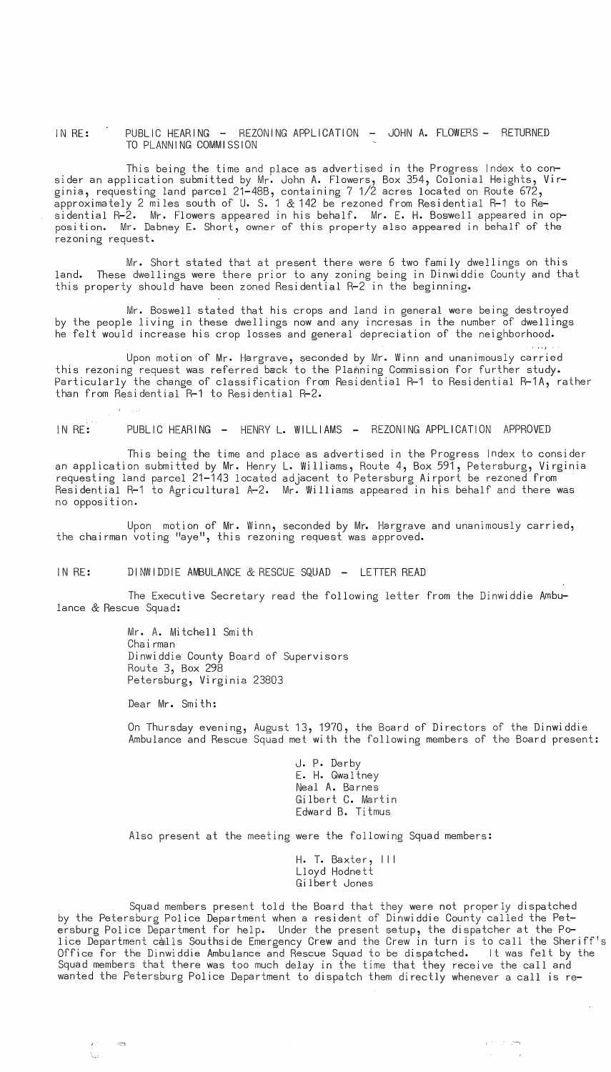IN RE: PUBLIC HEARING - REZONING APPLICATION - JOHN A. FLOWERS - RETURNED TO PLANNING COMMISSION

This being the time and place as advertised in the Progress Index to consider an application submitted by Mr. John A. Flowers, Box 354, Colonial Heights, Virginia, requesting land parcel 21-48B, containing 7 1/2 acres located on Route 672, approximately 2 miles south of U. S. 1 & 142 be rezoned from Residential R-1 to Residential R-2. Mr. Flowers appeared in his behalf. Mr. E. H. Boswell appeared in opposition. Mr. Dabney E. Short, owner of this property also appeared in behalf of the rezoning request.

Mr. Short stated that at present there were 6 two family dwellings on this land. These dwellings were there prior to any zoning being in Dinwiddie County and that this property should have been zoned Residential R-2 in the beginning.

Mr. Boswell stated that his crops and land in general were being destroyed by the people living in these dwellings now and any increas in the number of dwellings he felt would increase his crop losses and general depreciation of the neighborhood.

Upon motion of Mr. Hargrave, seconded by Mr. Winn and unanimously carried this rezoning request was referred back to the Planning Commission for further study. Particularly the change of classification from Residential R-1 to Residential R-1A, rather than from Residential R-1 to Residential R-2.

IN RE: PUBLIC HEARING - HENRY L. WILLIAMS - REZONING APPLICATION APPROVED

This being the time and place as advertised in the Progress Index to consider an application submitted by Mr. Henry L. Williams, Route 4, Box 591, Petersburg, Virginia requesting land parcel 21-143 located adjacent to Petersburg Airport be rezoned from Residential R-1 to Agricultural A-2. Mr. Williams appeared in his behalf and there was no opposition.

Upon motion of Mr. Winn, seconded by Mr. Hargrave and unanimously carried, the chairman voting "aye", this rezoning request was approved.

IN RE: DINWIDDIE AMBULANCE & RESCUE SQUAD - LETTER READ

The Executive Secretary read the following letter from the Dinwiddie Ambulance & Rescue Squad:

> Mr. A. Mitchell Smith
> Chairman
> Dinwiddie County Board of Supervisors
> Route 3, Box 298
> Petersburg, Virginia 23803
>
> Dear Mr. Smith:
>
> On Thursday evening, August 13, 1970, the Board of Directors of the Dinwiddie Ambulance and Rescue Squad met with the following members of the Board present:
>
> J. P. Derby
> E. H. Gwaltney
> Neal A. Barnes
> Gilbert C. Martin
> Edward B. Titmus
>
> Also present at the meeting were the following Squad members:
>
> H. T. Baxter, III
> Lloyd Hodnett
> Gilbert Jones
>
> Squad members present told the Board that they were not properly dispatched by the Petersburg Police Department when a resident of Dinwiddie County called the Petersburg Police Department for help. Under the present setup, the dispatcher at the Police Department calls Southside Emergency Crew and the Crew in turn is to call the Sheriff's Office for the Dinwiddie Ambulance and Rescue Squad to be dispatched. It was felt by the Squad members that there was too much delay in the time that they receive the call and wanted the Petersburg Police Department to dispatch them directly whenever a call is re-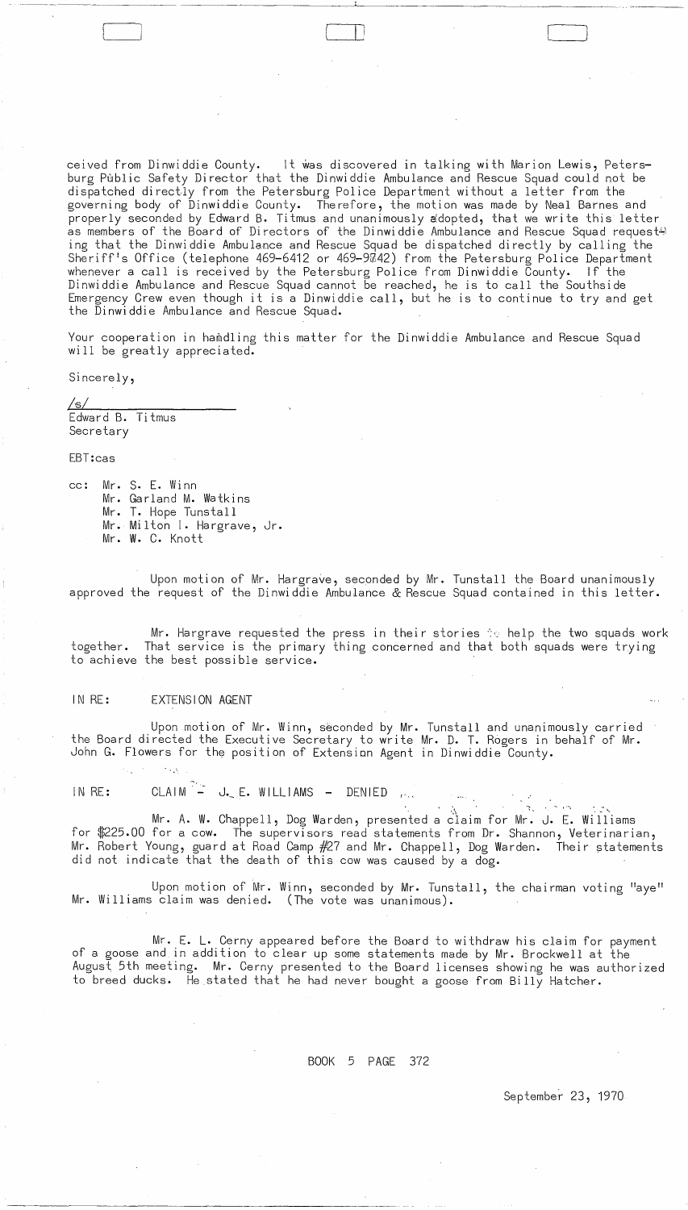ceived from Dinwiddie County. It was discovered in talking with Marion Lewis, Petersburg Public Safety Director that the Dinwiddie Ambulance and Rescue Squad could not be dispatched directly from the Petersburg Police Department without a letter from the governing body of Dinwiddie County. Therefore, the motion was made by Neal Barnes and properly seconded by Edward B. Titmus and unanimously adopted, that we write this letter as members of the Board of Directors of the Dinwiddie Ambulance and Rescue Squad requesting that the Dinwiddie Ambulance and Rescue Squad be dispatched directly by calling the Sheriff's Office (telephone 469-6412 or 469-9742) from the Petersburg Police Department whenever a call is received by the Petersburg Police from Dinwiddie County. If the Dinwiddie Ambulance and Rescue Squad cannot be reached, he is to call the Southside Emergency Crew even though it is a Dinwiddie call, but he is to continue to try and get the Dinwiddie Ambulance and Rescue Squad.

Your cooperation in handling this matter for the Dinwiddie Ambulance and Rescue Squad will be greatly appreciated.

Sincerely,

/s/
Edward B. Titmus
Secretary

EBT:cas

cc: Mr. S. E. Winn
Mr. Garland M. Watkins
Mr. T. Hope Tunstall
Mr. Milton I. Hargrave, Jr.
Mr. W. C. Knott

Upon motion of Mr. Hargrave, seconded by Mr. Tunstall the Board unanimously approved the request of the Dinwiddie Ambulance & Rescue Squad contained in this letter.

Mr. Hargrave requested the press in their stories to help the two squads work together. That service is the primary thing concerned and that both squads were trying to achieve the best possible service.

IN RE: EXTENSION AGENT

Upon motion of Mr. Winn, seconded by Mr. Tunstall and unanimously carried the Board directed the Executive Secretary to write Mr. D. T. Rogers in behalf of Mr. John G. Flowers for the position of Extension Agent in Dinwiddie County.

IN RE: CLAIM - J. E. WILLIAMS - DENIED

Mr. A. W. Chappell, Dog Warden, presented a claim for Mr. J. E. Williams for $225.00 for a cow. The supervisors read statements from Dr. Shannon, Veterinarian, Mr. Robert Young, guard at Road Camp #27 and Mr. Chappell, Dog Warden. Their statements did not indicate that the death of this cow was caused by a dog.

Upon motion of Mr. Winn, seconded by Mr. Tunstall, the chairman voting "aye" Mr. Williams claim was denied. (The vote was unanimous).

Mr. E. L. Cerny appeared before the Board to withdraw his claim for payment of a goose and in addition to clear up some statements made by Mr. Brockwell at the August 5th meeting. Mr. Cerny presented to the Board licenses showing he was authorized to breed ducks. He stated that he had never bought a goose from Billy Hatcher.

BOOK 5 PAGE 372

September 23, 1970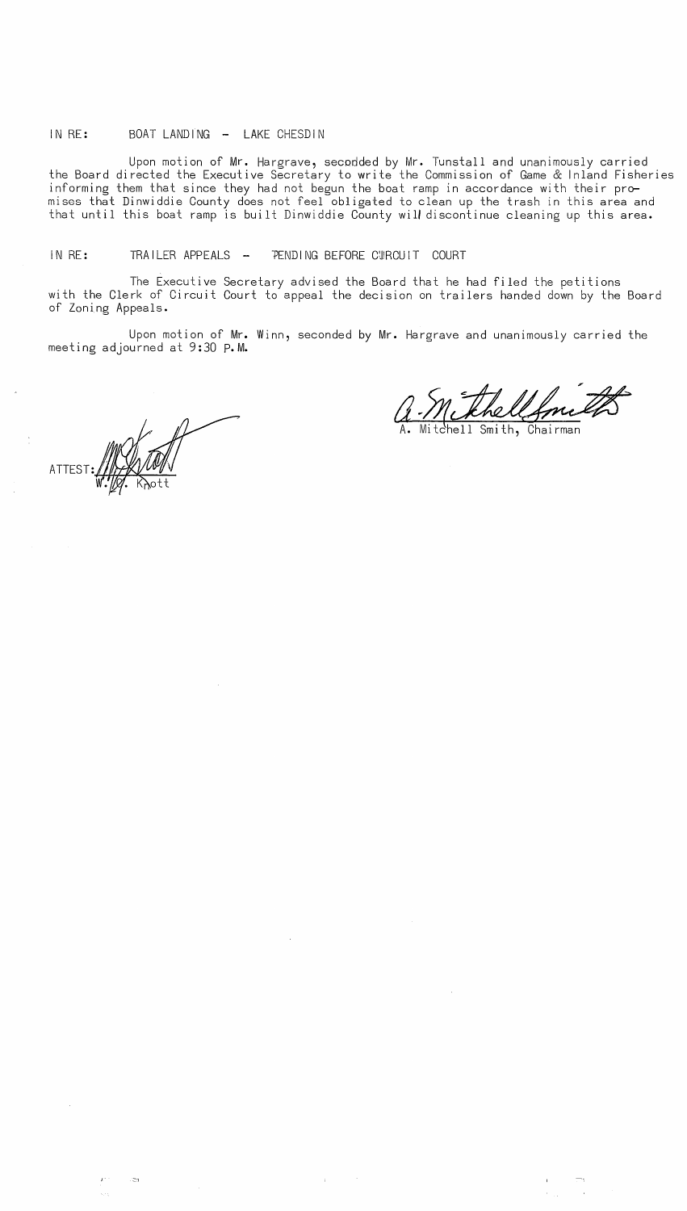IN RE: BOAT LANDING - LAKE CHESDIN

Upon motion of Mr. Hargrave, seconded by Mr. Tunstall and unanimously carried the Board directed the Executive Secretary to write the Commission of Game & Inland Fisheries informing them that since they had not begun the boat ramp in accordance with their promises that Dinwiddie County does not feel obligated to clean up the trash in this area and that until this boat ramp is built Dinwiddie County will discontinue cleaning up this area.

IN RE: TRAILER APPEALS - PENDING BEFORE CIRCUIT COURT

The Executive Secretary advised the Board that he had filed the petitions with the Clerk of Circuit Court to appeal the decision on trailers handed down by the Board of Zoning Appeals.

Upon motion of Mr. Winn, seconded by Mr. Hargrave and unanimously carried the meeting adjourned at 9:30 P.M.

A. Mitchell Smith, Chairman

ATTEST: W. W. Knott